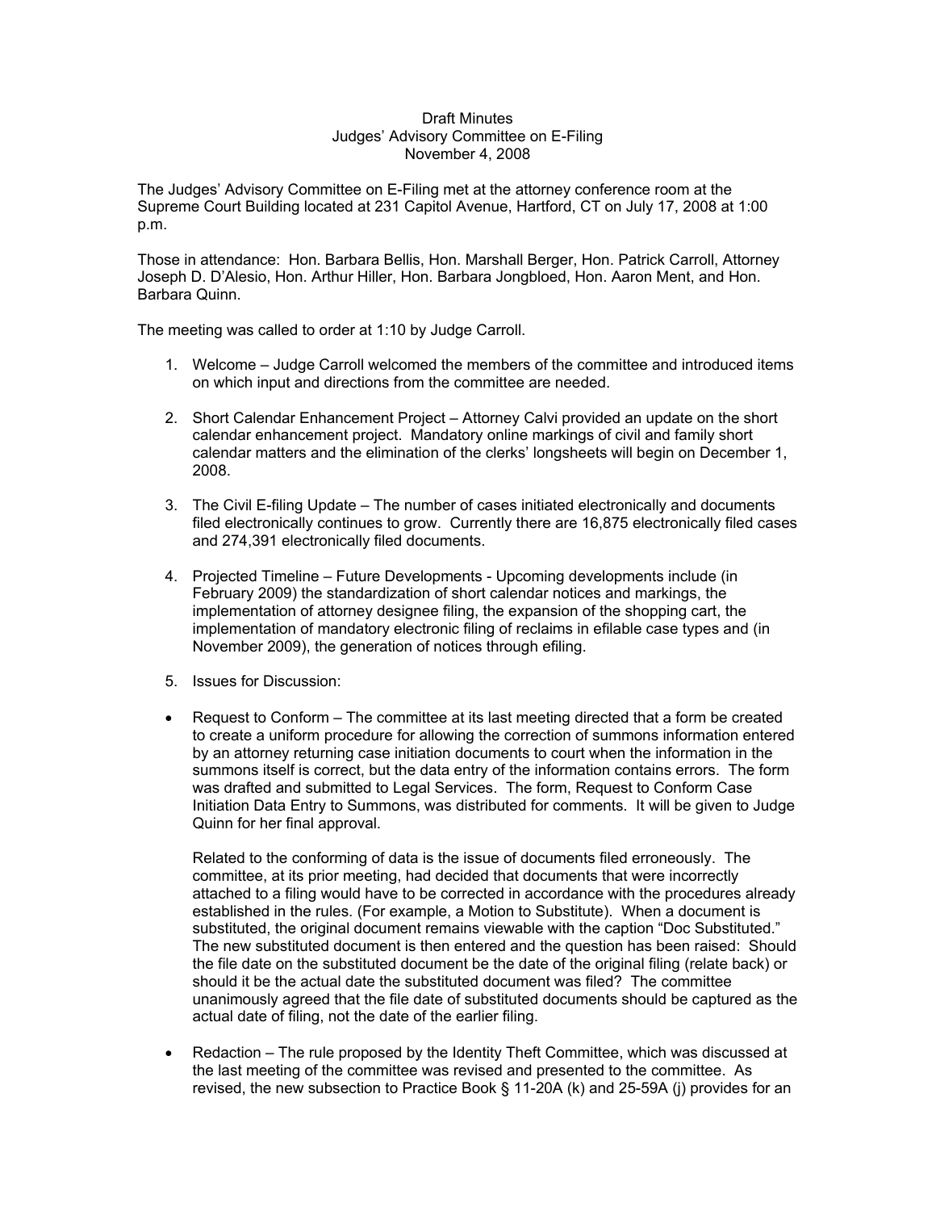Draft Minutes
Judges' Advisory Committee on E-Filing
November 4, 2008

The Judges' Advisory Committee on E-Filing met at the attorney conference room at the Supreme Court Building located at 231 Capitol Avenue, Hartford, CT on July 17, 2008 at 1:00 p.m.

Those in attendance: Hon. Barbara Bellis, Hon. Marshall Berger, Hon. Patrick Carroll, Attorney Joseph D. D'Alesio, Hon. Arthur Hiller, Hon. Barbara Jongbloed, Hon. Aaron Ment, and Hon. Barbara Quinn.

The meeting was called to order at 1:10 by Judge Carroll.

1. Welcome – Judge Carroll welcomed the members of the committee and introduced items on which input and directions from the committee are needed.

2. Short Calendar Enhancement Project – Attorney Calvi provided an update on the short calendar enhancement project. Mandatory online markings of civil and family short calendar matters and the elimination of the clerks' longsheets will begin on December 1, 2008.

3. The Civil E-filing Update – The number of cases initiated electronically and documents filed electronically continues to grow. Currently there are 16,875 electronically filed cases and 274,391 electronically filed documents.

4. Projected Timeline – Future Developments - Upcoming developments include (in February 2009) the standardization of short calendar notices and markings, the implementation of attorney designee filing, the expansion of the shopping cart, the implementation of mandatory electronic filing of reclaims in efilable case types and (in November 2009), the generation of notices through efiling.

5. Issues for Discussion:

- Request to Conform – The committee at its last meeting directed that a form be created to create a uniform procedure for allowing the correction of summons information entered by an attorney returning case initiation documents to court when the information in the summons itself is correct, but the data entry of the information contains errors. The form was drafted and submitted to Legal Services. The form, Request to Conform Case Initiation Data Entry to Summons, was distributed for comments. It will be given to Judge Quinn for her final approval.

  Related to the conforming of data is the issue of documents filed erroneously. The committee, at its prior meeting, had decided that documents that were incorrectly attached to a filing would have to be corrected in accordance with the procedures already established in the rules. (For example, a Motion to Substitute). When a document is substituted, the original document remains viewable with the caption "Doc Substituted." The new substituted document is then entered and the question has been raised: Should the file date on the substituted document be the date of the original filing (relate back) or should it be the actual date the substituted document was filed? The committee unanimously agreed that the file date of substituted documents should be captured as the actual date of filing, not the date of the earlier filing.

- Redaction – The rule proposed by the Identity Theft Committee, which was discussed at the last meeting of the committee was revised and presented to the committee. As revised, the new subsection to Practice Book § 11-20A (k) and 25-59A (j) provides for an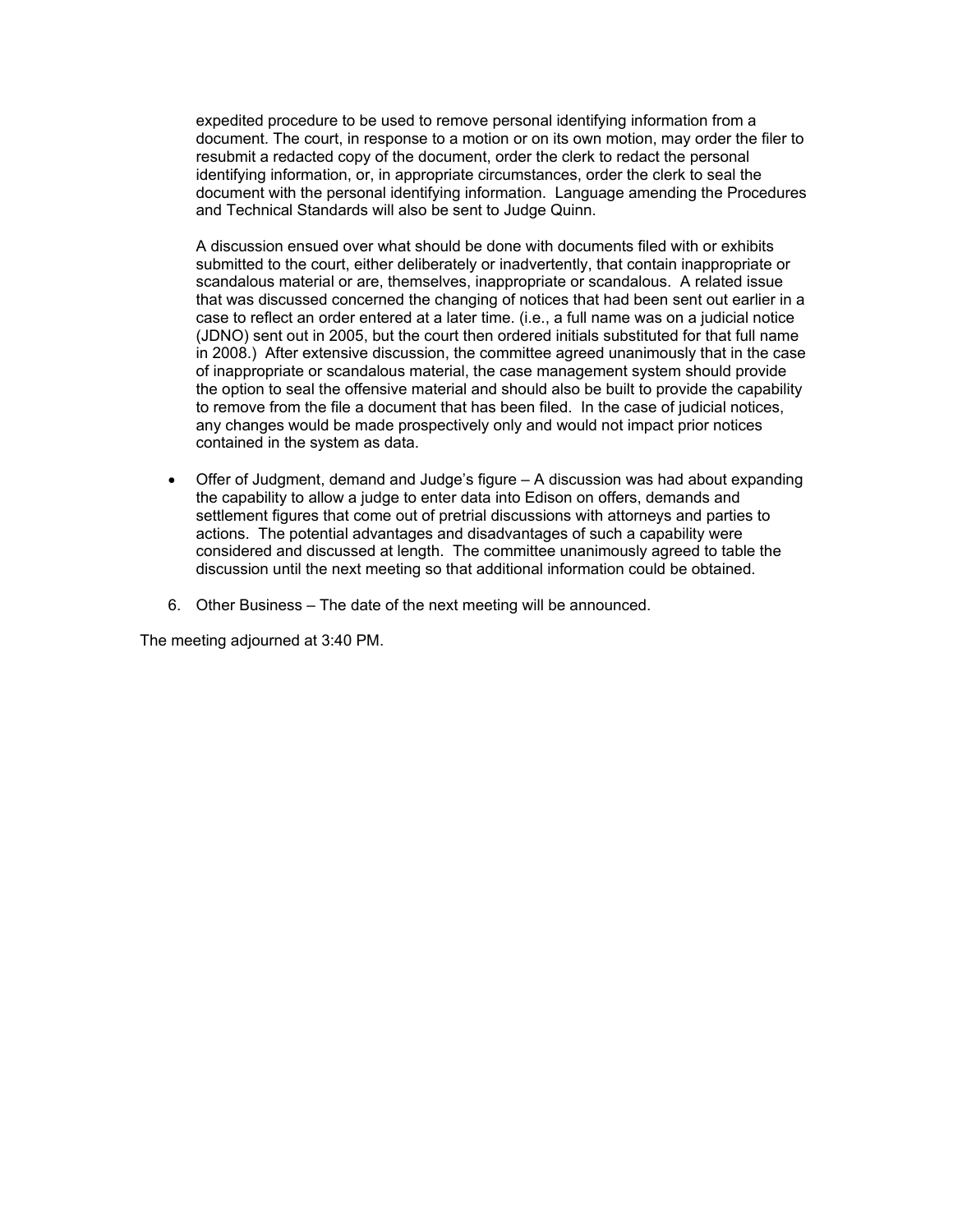expedited procedure to be used to remove personal identifying information from a document. The court, in response to a motion or on its own motion, may order the filer to resubmit a redacted copy of the document, order the clerk to redact the personal identifying information, or, in appropriate circumstances, order the clerk to seal the document with the personal identifying information. Language amending the Procedures and Technical Standards will also be sent to Judge Quinn.

A discussion ensued over what should be done with documents filed with or exhibits submitted to the court, either deliberately or inadvertently, that contain inappropriate or scandalous material or are, themselves, inappropriate or scandalous. A related issue that was discussed concerned the changing of notices that had been sent out earlier in a case to reflect an order entered at a later time. (i.e., a full name was on a judicial notice (JDNO) sent out in 2005, but the court then ordered initials substituted for that full name in 2008.) After extensive discussion, the committee agreed unanimously that in the case of inappropriate or scandalous material, the case management system should provide the option to seal the offensive material and should also be built to provide the capability to remove from the file a document that has been filed. In the case of judicial notices, any changes would be made prospectively only and would not impact prior notices contained in the system as data.

- Offer of Judgment, demand and Judge's figure – A discussion was had about expanding the capability to allow a judge to enter data into Edison on offers, demands and settlement figures that come out of pretrial discussions with attorneys and parties to actions. The potential advantages and disadvantages of such a capability were considered and discussed at length. The committee unanimously agreed to table the discussion until the next meeting so that additional information could be obtained.

6. Other Business – The date of the next meeting will be announced.

The meeting adjourned at 3:40 PM.